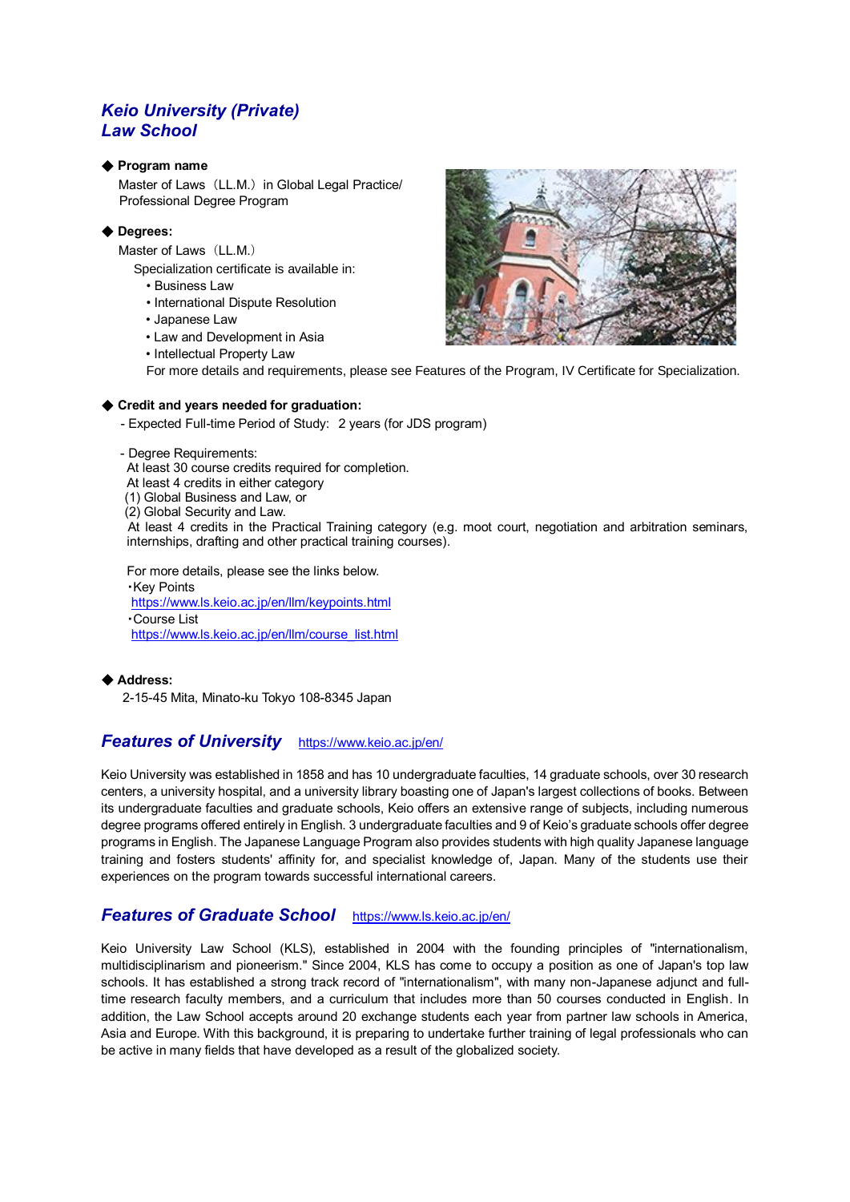# *Keio University (Private)*
# *Law School*

◆ **Program name**

Master of Laws（LL.M.）in Global Legal Practice/
Professional Degree Program

◆ **Degrees:**

Master of Laws（LL.M.）

Specialization certificate is available in:

- Business Law
- International Dispute Resolution
- Japanese Law
- Law and Development in Asia
- Intellectual Property Law

For more details and requirements, please see Features of the Program, IV Certificate for Specialization.

◆ **Credit and years needed for graduation:**

- Expected Full-time Period of Study: 2 years (for JDS program)

- Degree Requirements:
  At least 30 course credits required for completion.
  At least 4 credits in either category
  (1) Global Business and Law, or
  (2) Global Security and Law.
  At least 4 credits in the Practical Training category (e.g. moot court, negotiation and arbitration seminars, internships, drafting and other practical training courses).

  For more details, please see the links below.
  ･Key Points
  https://www.ls.keio.ac.jp/en/llm/keypoints.html
  ･Course List
  https://www.ls.keio.ac.jp/en/llm/course_list.html

◆ **Address:**

2-15-45 Mita, Minato-ku Tokyo 108-8345 Japan

## *Features of University* https://www.keio.ac.jp/en/

Keio University was established in 1858 and has 10 undergraduate faculties, 14 graduate schools, over 30 research centers, a university hospital, and a university library boasting one of Japan's largest collections of books. Between its undergraduate faculties and graduate schools, Keio offers an extensive range of subjects, including numerous degree programs offered entirely in English. 3 undergraduate faculties and 9 of Keio's graduate schools offer degree programs in English. The Japanese Language Program also provides students with high quality Japanese language training and fosters students' affinity for, and specialist knowledge of, Japan. Many of the students use their experiences on the program towards successful international careers.

## *Features of Graduate School* https://www.ls.keio.ac.jp/en/

Keio University Law School (KLS), established in 2004 with the founding principles of "internationalism, multidisciplinarism and pioneerism." Since 2004, KLS has come to occupy a position as one of Japan's top law schools. It has established a strong track record of "internationalism", with many non-Japanese adjunct and full-time research faculty members, and a curriculum that includes more than 50 courses conducted in English. In addition, the Law School accepts around 20 exchange students each year from partner law schools in America, Asia and Europe. With this background, it is preparing to undertake further training of legal professionals who can be active in many fields that have developed as a result of the globalized society.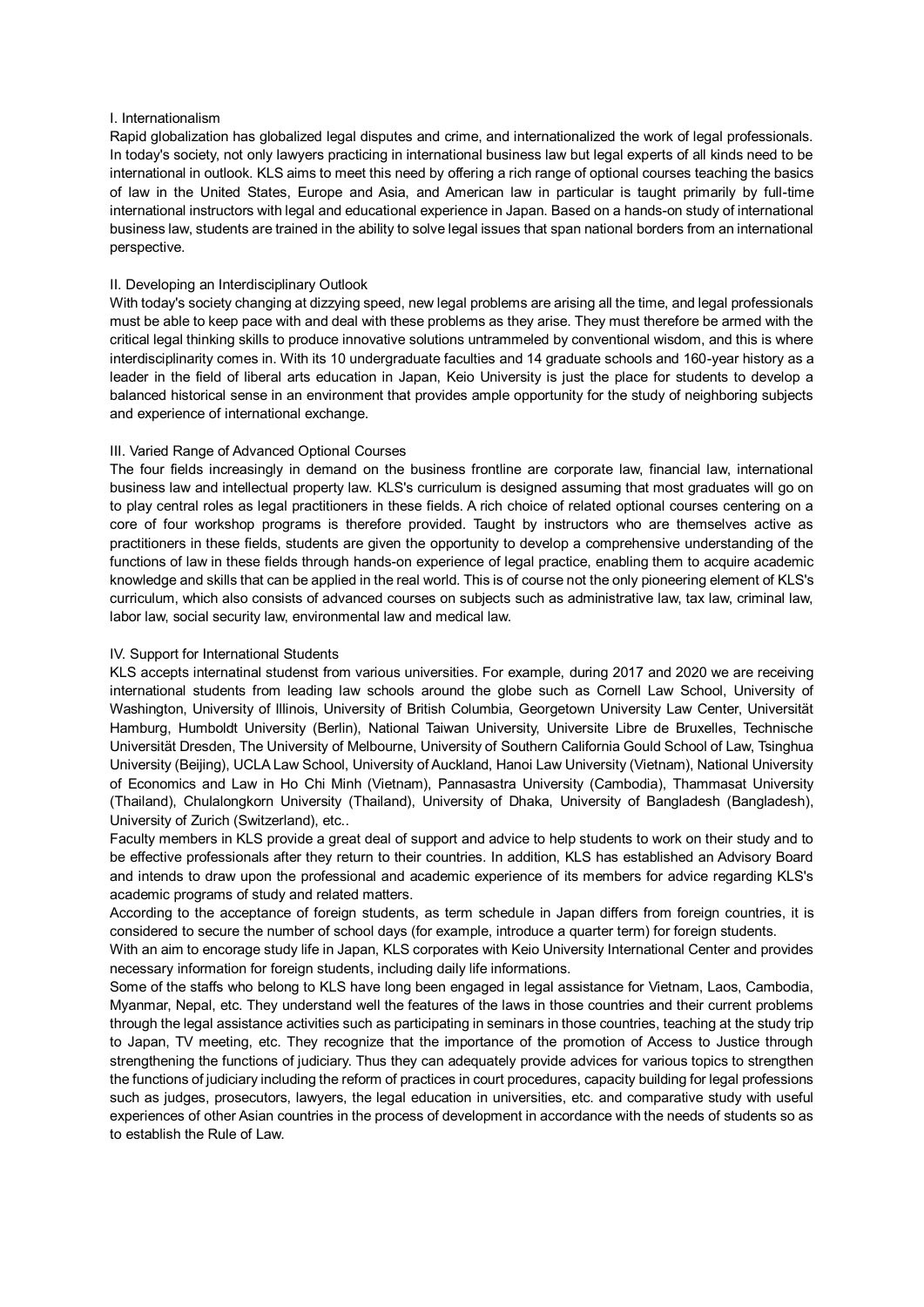## I. Internationalism

Rapid globalization has globalized legal disputes and crime, and internationalized the work of legal professionals. In today's society, not only lawyers practicing in international business law but legal experts of all kinds need to be international in outlook. KLS aims to meet this need by offering a rich range of optional courses teaching the basics of law in the United States, Europe and Asia, and American law in particular is taught primarily by full-time international instructors with legal and educational experience in Japan. Based on a hands-on study of international business law, students are trained in the ability to solve legal issues that span national borders from an international perspective.

## II. Developing an Interdisciplinary Outlook

With today's society changing at dizzying speed, new legal problems are arising all the time, and legal professionals must be able to keep pace with and deal with these problems as they arise. They must therefore be armed with the critical legal thinking skills to produce innovative solutions untrammeled by conventional wisdom, and this is where interdisciplinarity comes in. With its 10 undergraduate faculties and 14 graduate schools and 160-year history as a leader in the field of liberal arts education in Japan, Keio University is just the place for students to develop a balanced historical sense in an environment that provides ample opportunity for the study of neighboring subjects and experience of international exchange.

## III. Varied Range of Advanced Optional Courses

The four fields increasingly in demand on the business frontline are corporate law, financial law, international business law and intellectual property law. KLS's curriculum is designed assuming that most graduates will go on to play central roles as legal practitioners in these fields. A rich choice of related optional courses centering on a core of four workshop programs is therefore provided. Taught by instructors who are themselves active as practitioners in these fields, students are given the opportunity to develop a comprehensive understanding of the functions of law in these fields through hands-on experience of legal practice, enabling them to acquire academic knowledge and skills that can be applied in the real world. This is of course not the only pioneering element of KLS's curriculum, which also consists of advanced courses on subjects such as administrative law, tax law, criminal law, labor law, social security law, environmental law and medical law.

## IV. Support for International Students

KLS accepts internatinal studenst from various universities. For example, during 2017 and 2020 we are receiving international students from leading law schools around the globe such as Cornell Law School, University of Washington, University of Illinois, University of British Columbia, Georgetown University Law Center, Universität Hamburg, Humboldt University (Berlin), National Taiwan University, Universite Libre de Bruxelles, Technische Universität Dresden, The University of Melbourne, University of Southern California Gould School of Law, Tsinghua University (Beijing), UCLA Law School, University of Auckland, Hanoi Law University (Vietnam), National University of Economics and Law in Ho Chi Minh (Vietnam), Pannasastra University (Cambodia), Thammasat University (Thailand), Chulalongkorn University (Thailand), University of Dhaka, University of Bangladesh (Bangladesh), University of Zurich (Switzerland), etc..

Faculty members in KLS provide a great deal of support and advice to help students to work on their study and to be effective professionals after they return to their countries. In addition, KLS has established an Advisory Board and intends to draw upon the professional and academic experience of its members for advice regarding KLS's academic programs of study and related matters.

According to the acceptance of foreign students, as term schedule in Japan differs from foreign countries, it is considered to secure the number of school days (for example, introduce a quarter term) for foreign students.

With an aim to encorage study life in Japan, KLS corporates with Keio University International Center and provides necessary information for foreign students, including daily life informations.

Some of the staffs who belong to KLS have long been engaged in legal assistance for Vietnam, Laos, Cambodia, Myanmar, Nepal, etc. They understand well the features of the laws in those countries and their current problems through the legal assistance activities such as participating in seminars in those countries, teaching at the study trip to Japan, TV meeting, etc. They recognize that the importance of the promotion of Access to Justice through strengthening the functions of judiciary. Thus they can adequately provide advices for various topics to strengthen the functions of judiciary including the reform of practices in court procedures, capacity building for legal professions such as judges, prosecutors, lawyers, the legal education in universities, etc. and comparative study with useful experiences of other Asian countries in the process of development in accordance with the needs of students so as to establish the Rule of Law.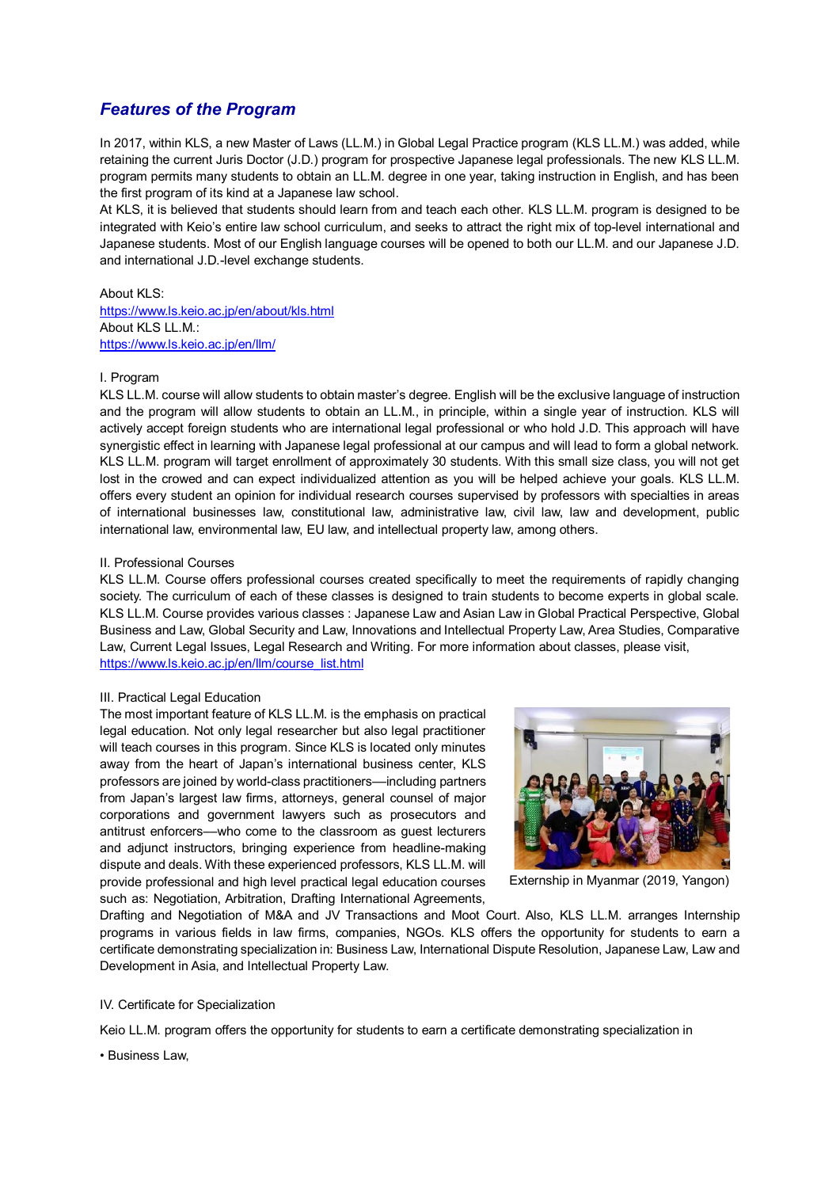## *Features of the Program*

In 2017, within KLS, a new Master of Laws (LL.M.) in Global Legal Practice program (KLS LL.M.) was added, while retaining the current Juris Doctor (J.D.) program for prospective Japanese legal professionals. The new KLS LL.M. program permits many students to obtain an LL.M. degree in one year, taking instruction in English, and has been the first program of its kind at a Japanese law school.

At KLS, it is believed that students should learn from and teach each other. KLS LL.M. program is designed to be integrated with Keio's entire law school curriculum, and seeks to attract the right mix of top-level international and Japanese students. Most of our English language courses will be opened to both our LL.M. and our Japanese J.D. and international J.D.-level exchange students.

About KLS:
https://www.ls.keio.ac.jp/en/about/kls.html
About KLS LL.M.:
https://www.ls.keio.ac.jp/en/llm/

I. Program

KLS LL.M. course will allow students to obtain master's degree. English will be the exclusive language of instruction and the program will allow students to obtain an LL.M., in principle, within a single year of instruction. KLS will actively accept foreign students who are international legal professional or who hold J.D. This approach will have synergistic effect in learning with Japanese legal professional at our campus and will lead to form a global network. KLS LL.M. program will target enrollment of approximately 30 students. With this small size class, you will not get lost in the crowed and can expect individualized attention as you will be helped achieve your goals. KLS LL.M. offers every student an opinion for individual research courses supervised by professors with specialties in areas of international businesses law, constitutional law, administrative law, civil law, law and development, public international law, environmental law, EU law, and intellectual property law, among others.

II. Professional Courses

KLS LL.M. Course offers professional courses created specifically to meet the requirements of rapidly changing society. The curriculum of each of these classes is designed to train students to become experts in global scale. KLS LL.M. Course provides various classes : Japanese Law and Asian Law in Global Practical Perspective, Global Business and Law, Global Security and Law, Innovations and Intellectual Property Law, Area Studies, Comparative Law, Current Legal Issues, Legal Research and Writing. For more information about classes, please visit, https://www.ls.keio.ac.jp/en/llm/course_list.html

III. Practical Legal Education

The most important feature of KLS LL.M. is the emphasis on practical legal education. Not only legal researcher but also legal practitioner will teach courses in this program. Since KLS is located only minutes away from the heart of Japan's international business center, KLS professors are joined by world-class practitioners—including partners from Japan's largest law firms, attorneys, general counsel of major corporations and government lawyers such as prosecutors and antitrust enforcers—who come to the classroom as guest lecturers and adjunct instructors, bringing experience from headline-making dispute and deals. With these experienced professors, KLS LL.M. will provide professional and high level practical legal education courses such as: Negotiation, Arbitration, Drafting International Agreements, Drafting and Negotiation of M&A and JV Transactions and Moot Court. Also, KLS LL.M. arranges Internship programs in various fields in law firms, companies, NGOs. KLS offers the opportunity for students to earn a certificate demonstrating specialization in: Business Law, International Dispute Resolution, Japanese Law, Law and Development in Asia, and Intellectual Property Law.

Externship in Myanmar (2019, Yangon)

IV. Certificate for Specialization

Keio LL.M. program offers the opportunity for students to earn a certificate demonstrating specialization in

- Business Law,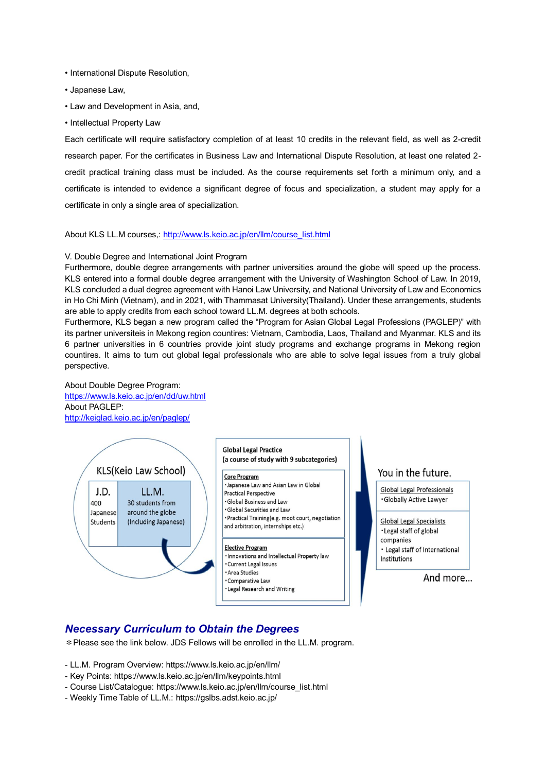- International Dispute Resolution,
- Japanese Law,
- Law and Development in Asia, and,
- Intellectual Property Law

Each certificate will require satisfactory completion of at least 10 credits in the relevant field, as well as 2-credit research paper. For the certificates in Business Law and International Dispute Resolution, at least one related 2-credit practical training class must be included. As the course requirements set forth a minimum only, and a certificate is intended to evidence a significant degree of focus and specialization, a student may apply for a certificate in only a single area of specialization.

About KLS LL.M courses,: http://www.ls.keio.ac.jp/en/llm/course_list.html

V. Double Degree and International Joint Program

Furthermore, double degree arrangements with partner universities around the globe will speed up the process. KLS entered into a formal double degree arrangement with the University of Washington School of Law. In 2019, KLS concluded a dual degree agreement with Hanoi Law University, and National University of Law and Economics in Ho Chi Minh (Vietnam), and in 2021, with Thammasat University(Thailand). Under these arrangements, students are able to apply credits from each school toward LL.M. degrees at both schools.

Furthermore, KLS began a new program called the "Program for Asian Global Legal Professions (PAGLEP)" with its partner universiteis in Mekong region countires: Vietnam, Cambodia, Laos, Thailand and Myanmar. KLS and its 6 partner universities in 6 countries provide joint study programs and exchange programs in Mekong region countires. It aims to turn out global legal professionals who are able to solve legal issues from a truly global perspective.

About Double Degree Program:
https://www.ls.keio.ac.jp/en/dd/uw.html
About PAGLEP:
http://keiglad.keio.ac.jp/en/paglep/

KLS(Keio Law School)

J.D. 400 Japanese Students

LL.M. 30 students from around the globe (Including Japanese)

Global Legal Practice
(a course of study with 9 subcategories)

Core Program
- Japanese Law and Asian Law in Global Practical Perspective
- Global Business and Law
- Global Securities and Law
- Practical Training(e.g. moot court, negotiation and arbitration, internships etc.)

Elective Program
- Innovations and Intellectual Property law
- Current Legal Issues
- Area Studies
- Comparative Law
- Legal Research and Writing

You in the future.

Global Legal Professionals
- Globally Active Lawyer

Global Legal Specialists
- Legal staff of global companies
- Legal staff of International Institutions

And more...

## *Necessary Curriculum to Obtain the Degrees*

＊Please see the link below. JDS Fellows will be enrolled in the LL.M. program.

- LL.M. Program Overview: https://www.ls.keio.ac.jp/en/llm/
- Key Points: https://www.ls.keio.ac.jp/en/llm/keypoints.html
- Course List/Catalogue: https://www.ls.keio.ac.jp/en/llm/course_list.html
- Weekly Time Table of LL.M.: https://gslbs.adst.keio.ac.jp/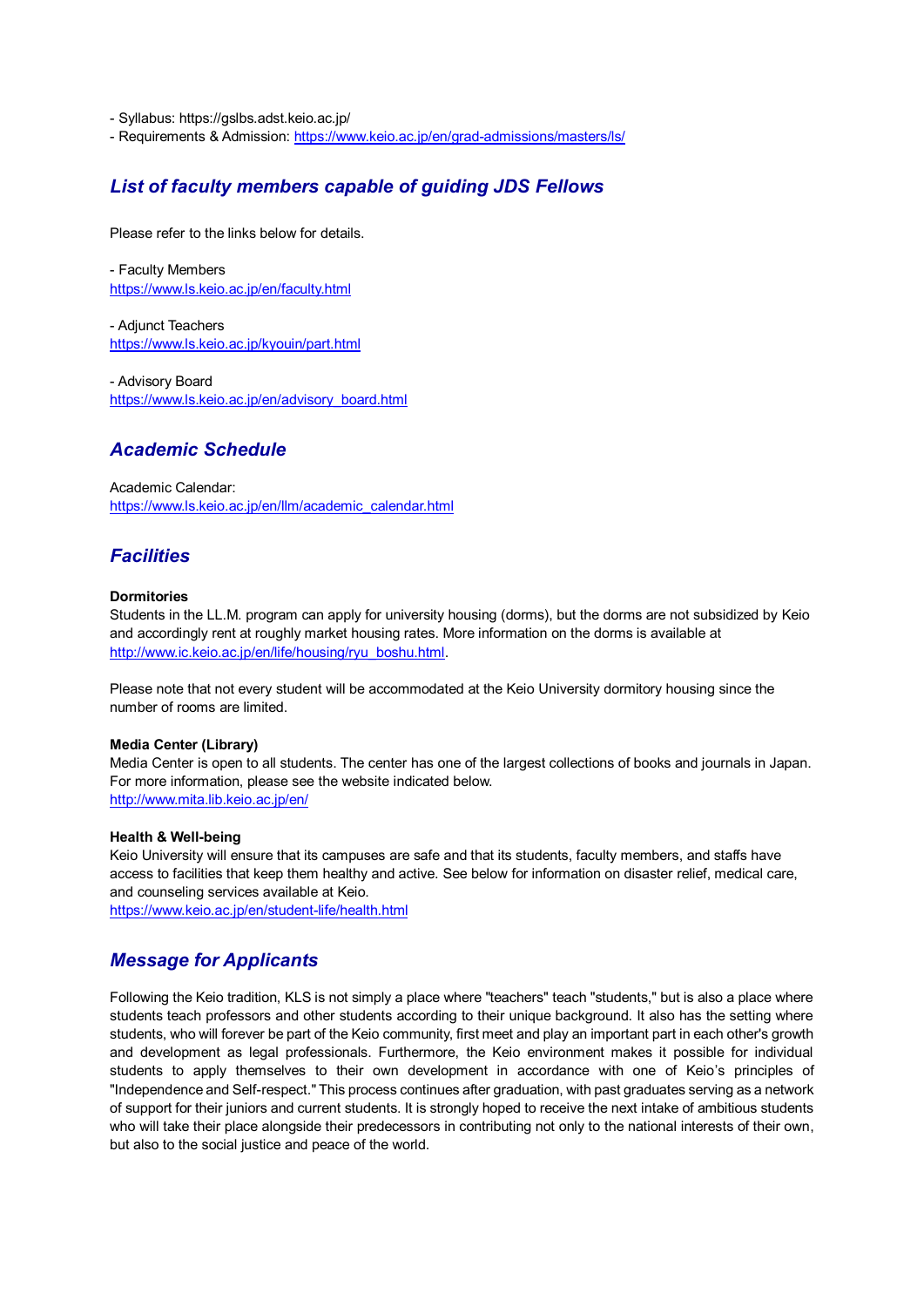- Syllabus: https://gslbs.adst.keio.ac.jp/
- Requirements & Admission: https://www.keio.ac.jp/en/grad-admissions/masters/ls/

## *List of faculty members capable of guiding JDS Fellows*

Please refer to the links below for details.

- Faculty Members
https://www.ls.keio.ac.jp/en/faculty.html

- Adjunct Teachers
https://www.ls.keio.ac.jp/kyouin/part.html

- Advisory Board
https://www.ls.keio.ac.jp/en/advisory_board.html

## *Academic Schedule*

Academic Calendar:
https://www.ls.keio.ac.jp/en/llm/academic_calendar.html

## *Facilities*

**Dormitories**
Students in the LL.M. program can apply for university housing (dorms), but the dorms are not subsidized by Keio and accordingly rent at roughly market housing rates. More information on the dorms is available at http://www.ic.keio.ac.jp/en/life/housing/ryu_boshu.html.

Please note that not every student will be accommodated at the Keio University dormitory housing since the number of rooms are limited.

**Media Center (Library)**
Media Center is open to all students. The center has one of the largest collections of books and journals in Japan. For more information, please see the website indicated below.
http://www.mita.lib.keio.ac.jp/en/

**Health & Well-being**
Keio University will ensure that its campuses are safe and that its students, faculty members, and staffs have access to facilities that keep them healthy and active. See below for information on disaster relief, medical care, and counseling services available at Keio.
https://www.keio.ac.jp/en/student-life/health.html

## *Message for Applicants*

Following the Keio tradition, KLS is not simply a place where "teachers" teach "students," but is also a place where students teach professors and other students according to their unique background. It also has the setting where students, who will forever be part of the Keio community, first meet and play an important part in each other's growth and development as legal professionals. Furthermore, the Keio environment makes it possible for individual students to apply themselves to their own development in accordance with one of Keio's principles of "Independence and Self-respect." This process continues after graduation, with past graduates serving as a network of support for their juniors and current students. It is strongly hoped to receive the next intake of ambitious students who will take their place alongside their predecessors in contributing not only to the national interests of their own, but also to the social justice and peace of the world.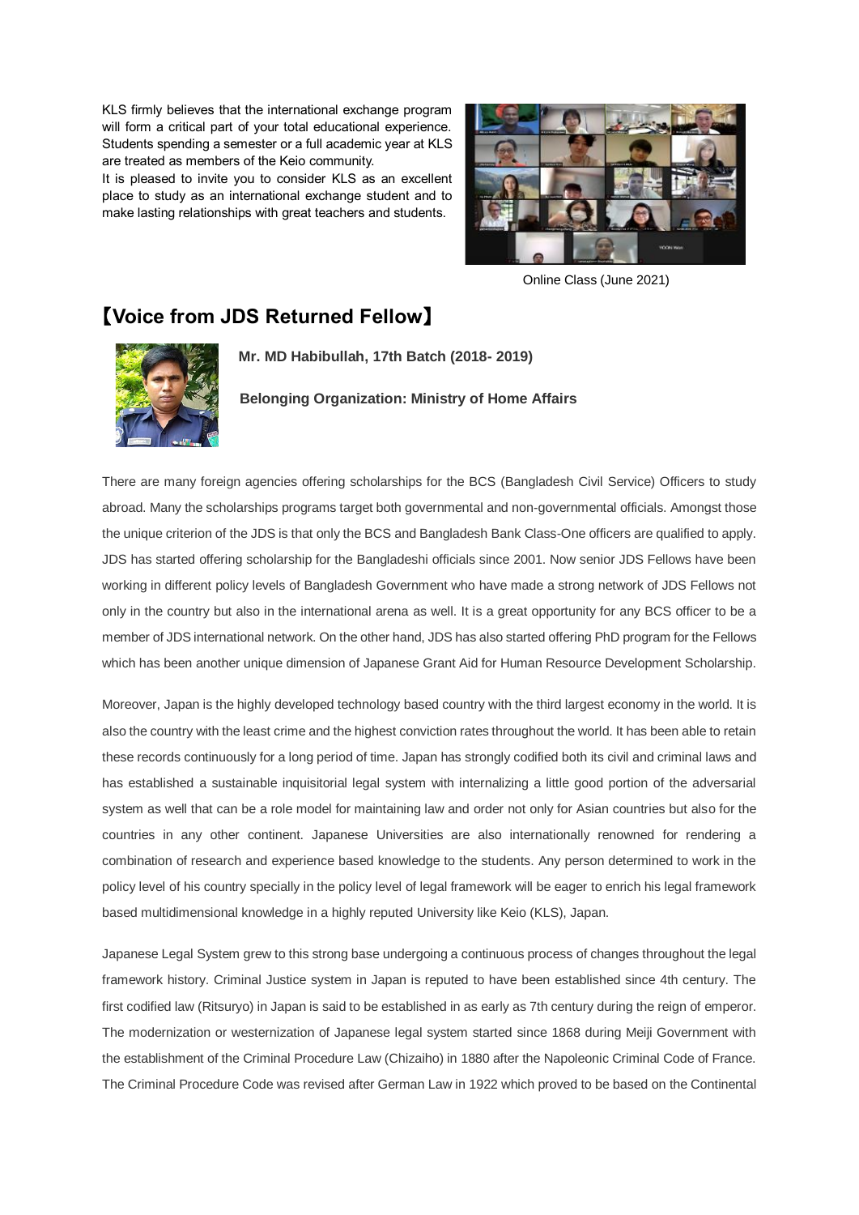KLS firmly believes that the international exchange program will form a critical part of your total educational experience. Students spending a semester or a full academic year at KLS are treated as members of the Keio community.

It is pleased to invite you to consider KLS as an excellent place to study as an international exchange student and to make lasting relationships with great teachers and students.

Online Class (June 2021)

## 【Voice from JDS Returned Fellow】

**Mr. MD Habibullah, 17th Batch (2018- 2019)**

**Belonging Organization: Ministry of Home Affairs**

There are many foreign agencies offering scholarships for the BCS (Bangladesh Civil Service) Officers to study abroad. Many the scholarships programs target both governmental and non-governmental officials. Amongst those the unique criterion of the JDS is that only the BCS and Bangladesh Bank Class-One officers are qualified to apply. JDS has started offering scholarship for the Bangladeshi officials since 2001. Now senior JDS Fellows have been working in different policy levels of Bangladesh Government who have made a strong network of JDS Fellows not only in the country but also in the international arena as well. It is a great opportunity for any BCS officer to be a member of JDS international network. On the other hand, JDS has also started offering PhD program for the Fellows which has been another unique dimension of Japanese Grant Aid for Human Resource Development Scholarship.

Moreover, Japan is the highly developed technology based country with the third largest economy in the world. It is also the country with the least crime and the highest conviction rates throughout the world. It has been able to retain these records continuously for a long period of time. Japan has strongly codified both its civil and criminal laws and has established a sustainable inquisitorial legal system with internalizing a little good portion of the adversarial system as well that can be a role model for maintaining law and order not only for Asian countries but also for the countries in any other continent. Japanese Universities are also internationally renowned for rendering a combination of research and experience based knowledge to the students. Any person determined to work in the policy level of his country specially in the policy level of legal framework will be eager to enrich his legal framework based multidimensional knowledge in a highly reputed University like Keio (KLS), Japan.

Japanese Legal System grew to this strong base undergoing a continuous process of changes throughout the legal framework history. Criminal Justice system in Japan is reputed to have been established since 4th century. The first codified law (Ritsuryo) in Japan is said to be established in as early as 7th century during the reign of emperor. The modernization or westernization of Japanese legal system started since 1868 during Meiji Government with the establishment of the Criminal Procedure Law (Chizaiho) in 1880 after the Napoleonic Criminal Code of France. The Criminal Procedure Code was revised after German Law in 1922 which proved to be based on the Continental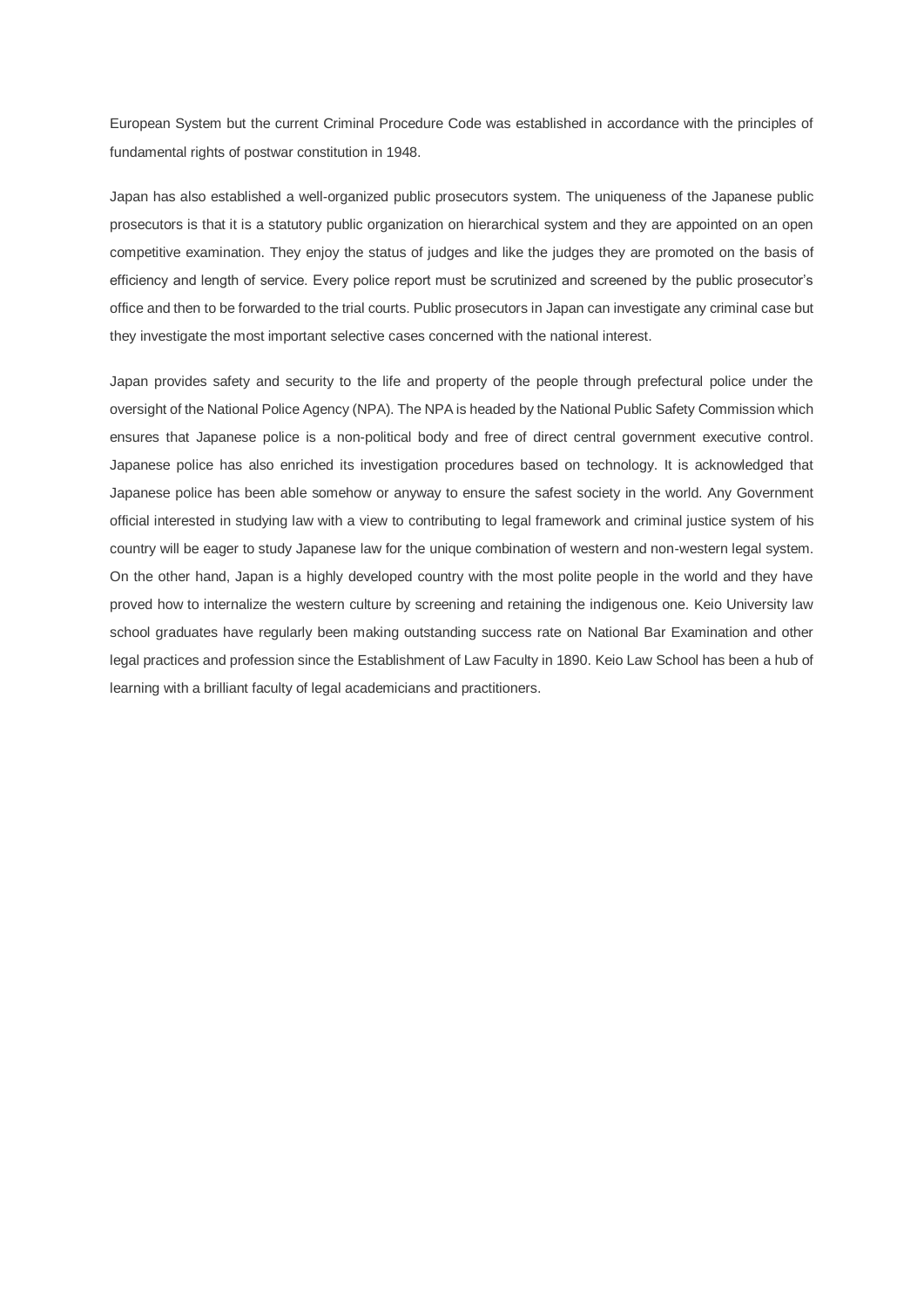European System but the current Criminal Procedure Code was established in accordance with the principles of fundamental rights of postwar constitution in 1948.

Japan has also established a well-organized public prosecutors system. The uniqueness of the Japanese public prosecutors is that it is a statutory public organization on hierarchical system and they are appointed on an open competitive examination. They enjoy the status of judges and like the judges they are promoted on the basis of efficiency and length of service. Every police report must be scrutinized and screened by the public prosecutor's office and then to be forwarded to the trial courts. Public prosecutors in Japan can investigate any criminal case but they investigate the most important selective cases concerned with the national interest.

Japan provides safety and security to the life and property of the people through prefectural police under the oversight of the National Police Agency (NPA). The NPA is headed by the National Public Safety Commission which ensures that Japanese police is a non-political body and free of direct central government executive control. Japanese police has also enriched its investigation procedures based on technology. It is acknowledged that Japanese police has been able somehow or anyway to ensure the safest society in the world. Any Government official interested in studying law with a view to contributing to legal framework and criminal justice system of his country will be eager to study Japanese law for the unique combination of western and non-western legal system. On the other hand, Japan is a highly developed country with the most polite people in the world and they have proved how to internalize the western culture by screening and retaining the indigenous one. Keio University law school graduates have regularly been making outstanding success rate on National Bar Examination and other legal practices and profession since the Establishment of Law Faculty in 1890. Keio Law School has been a hub of learning with a brilliant faculty of legal academicians and practitioners.